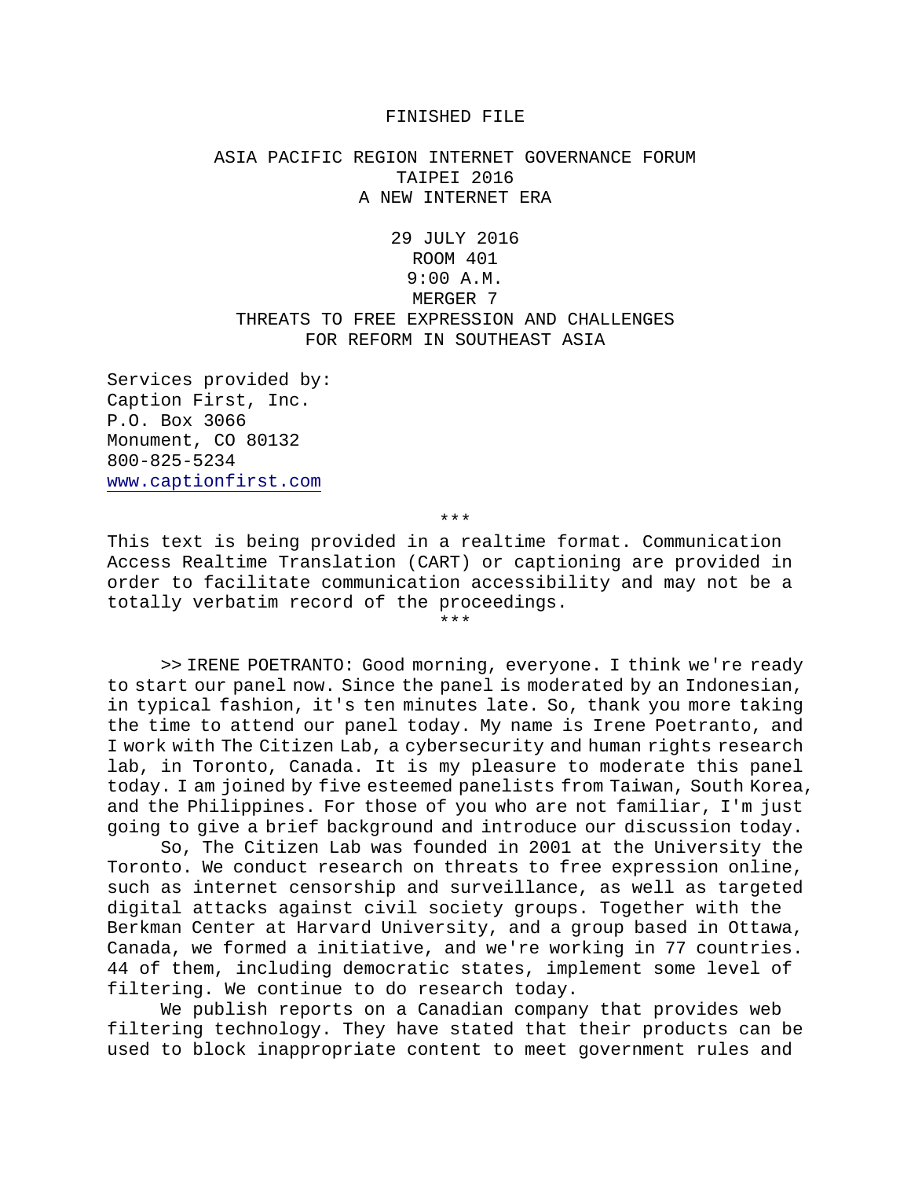FINISHED FILE

# ASIA PACIFIC REGION INTERNET GOVERNANCE FORUM
## TAIPEI 2016
## A NEW INTERNET ERA

29 JULY 2016
ROOM 401
9:00 A.M.
MERGER 7

## THREATS TO FREE EXPRESSION AND CHALLENGES FOR REFORM IN SOUTHEAST ASIA

Services provided by:
Caption First, Inc.
P.O. Box 3066
Monument, CO 80132
800-825-5234
www.captionfirst.com

\*\*\*

This text is being provided in a realtime format. Communication Access Realtime Translation (CART) or captioning are provided in order to facilitate communication accessibility and may not be a totally verbatim record of the proceedings.

\*\*\*

>> IRENE POETRANTO: Good morning, everyone. I think we're ready to start our panel now. Since the panel is moderated by an Indonesian, in typical fashion, it's ten minutes late. So, thank you more taking the time to attend our panel today. My name is Irene Poetranto, and I work with The Citizen Lab, a cybersecurity and human rights research lab, in Toronto, Canada. It is my pleasure to moderate this panel today. I am joined by five esteemed panelists from Taiwan, South Korea, and the Philippines. For those of you who are not familiar, I'm just going to give a brief background and introduce our discussion today.

So, The Citizen Lab was founded in 2001 at the University the Toronto. We conduct research on threats to free expression online, such as internet censorship and surveillance, as well as targeted digital attacks against civil society groups. Together with the Berkman Center at Harvard University, and a group based in Ottawa, Canada, we formed a initiative, and we're working in 77 countries. 44 of them, including democratic states, implement some level of filtering. We continue to do research today.

We publish reports on a Canadian company that provides web filtering technology. They have stated that their products can be used to block inappropriate content to meet government rules and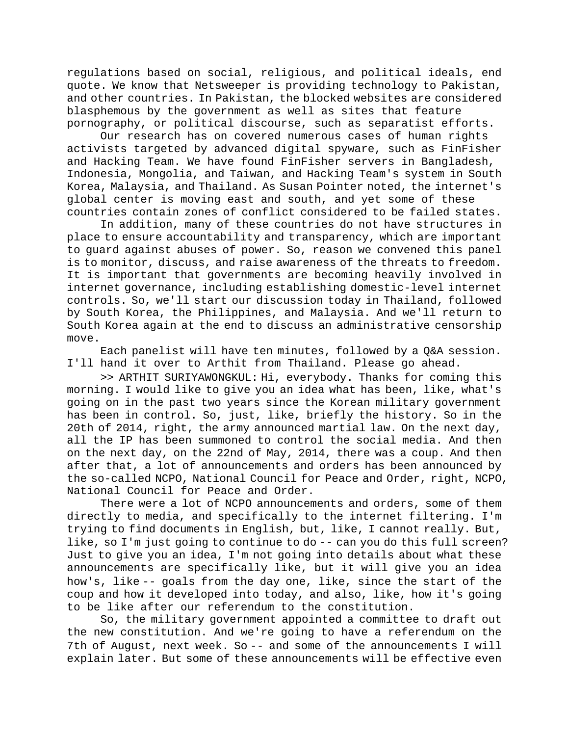regulations based on social, religious, and political ideals, end quote. We know that Netsweeper is providing technology to Pakistan, and other countries. In Pakistan, the blocked websites are considered blasphemous by the government as well as sites that feature pornography, or political discourse, such as separatist efforts.

Our research has on covered numerous cases of human rights activists targeted by advanced digital spyware, such as FinFisher and Hacking Team. We have found FinFisher servers in Bangladesh, Indonesia, Mongolia, and Taiwan, and Hacking Team's system in South Korea, Malaysia, and Thailand. As Susan Pointer noted, the internet's global center is moving east and south, and yet some of these countries contain zones of conflict considered to be failed states.

In addition, many of these countries do not have structures in place to ensure accountability and transparency, which are important to guard against abuses of power. So, reason we convened this panel is to monitor, discuss, and raise awareness of the threats to freedom. It is important that governments are becoming heavily involved in internet governance, including establishing domestic-level internet controls. So, we'll start our discussion today in Thailand, followed by South Korea, the Philippines, and Malaysia. And we'll return to South Korea again at the end to discuss an administrative censorship move.

Each panelist will have ten minutes, followed by a Q&A session. I'll hand it over to Arthit from Thailand. Please go ahead.

>> ARTHIT SURIYAWONGKUL: Hi, everybody. Thanks for coming this morning. I would like to give you an idea what has been, like, what's going on in the past two years since the Korean military government has been in control. So, just, like, briefly the history. So in the 20th of 2014, right, the army announced martial law. On the next day, all the IP has been summoned to control the social media. And then on the next day, on the 22nd of May, 2014, there was a coup. And then after that, a lot of announcements and orders has been announced by the so-called NCPO, National Council for Peace and Order, right, NCPO, National Council for Peace and Order.

There were a lot of NCPO announcements and orders, some of them directly to media, and specifically to the internet filtering. I'm trying to find documents in English, but, like, I cannot really. But, like, so I'm just going to continue to do -- can you do this full screen? Just to give you an idea, I'm not going into details about what these announcements are specifically like, but it will give you an idea how's, like -- goals from the day one, like, since the start of the coup and how it developed into today, and also, like, how it's going to be like after our referendum to the constitution.

So, the military government appointed a committee to draft out the new constitution. And we're going to have a referendum on the 7th of August, next week. So -- and some of the announcements I will explain later. But some of these announcements will be effective even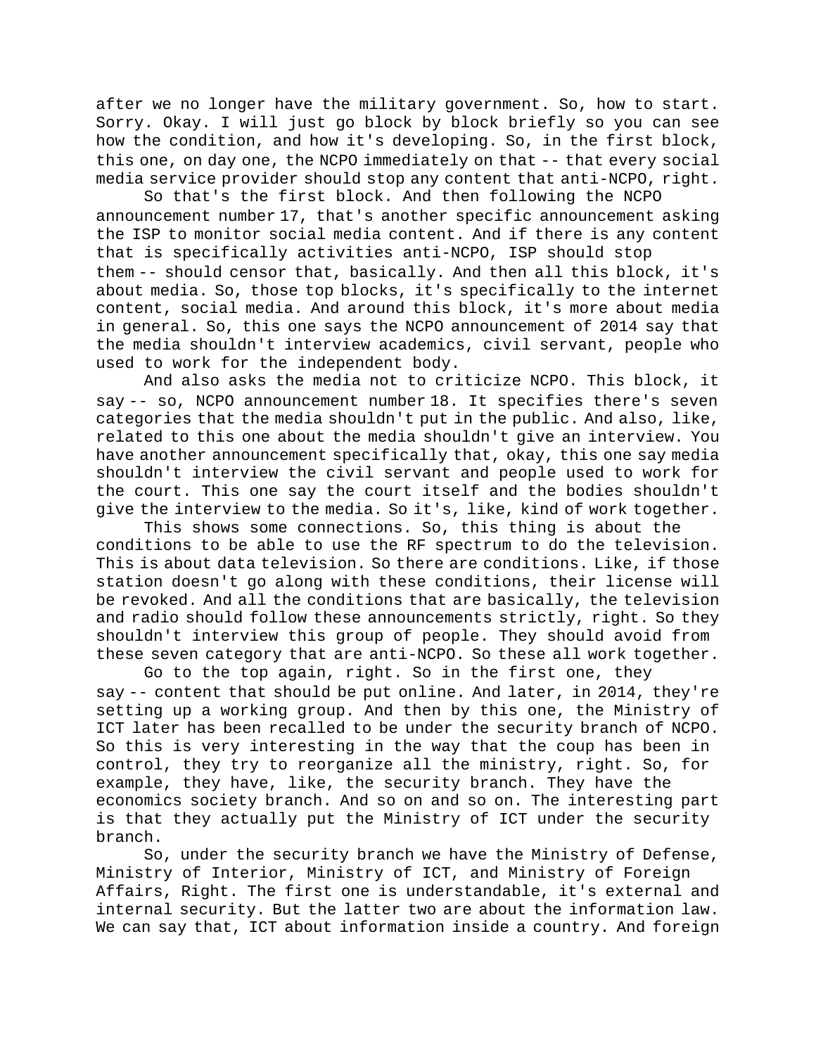after we no longer have the military government. So, how to start. Sorry. Okay. I will just go block by block briefly so you can see how the condition, and how it's developing. So, in the first block, this one, on day one, the NCPO immediately on that -- that every social media service provider should stop any content that anti-NCPO, right.

So that's the first block. And then following the NCPO announcement number 17, that's another specific announcement asking the ISP to monitor social media content. And if there is any content that is specifically activities anti-NCPO, ISP should stop them -- should censor that, basically. And then all this block, it's about media. So, those top blocks, it's specifically to the internet content, social media. And around this block, it's more about media in general. So, this one says the NCPO announcement of 2014 say that the media shouldn't interview academics, civil servant, people who used to work for the independent body.

And also asks the media not to criticize NCPO. This block, it say -- so, NCPO announcement number 18. It specifies there's seven categories that the media shouldn't put in the public. And also, like, related to this one about the media shouldn't give an interview. You have another announcement specifically that, okay, this one say media shouldn't interview the civil servant and people used to work for the court. This one say the court itself and the bodies shouldn't give the interview to the media. So it's, like, kind of work together.

This shows some connections. So, this thing is about the conditions to be able to use the RF spectrum to do the television. This is about data television. So there are conditions. Like, if those station doesn't go along with these conditions, their license will be revoked. And all the conditions that are basically, the television and radio should follow these announcements strictly, right. So they shouldn't interview this group of people. They should avoid from these seven category that are anti-NCPO. So these all work together.

Go to the top again, right. So in the first one, they say -- content that should be put online. And later, in 2014, they're setting up a working group. And then by this one, the Ministry of ICT later has been recalled to be under the security branch of NCPO. So this is very interesting in the way that the coup has been in control, they try to reorganize all the ministry, right. So, for example, they have, like, the security branch. They have the economics society branch. And so on and so on. The interesting part is that they actually put the Ministry of ICT under the security branch.

So, under the security branch we have the Ministry of Defense, Ministry of Interior, Ministry of ICT, and Ministry of Foreign Affairs, Right. The first one is understandable, it's external and internal security. But the latter two are about the information law. We can say that, ICT about information inside a country. And foreign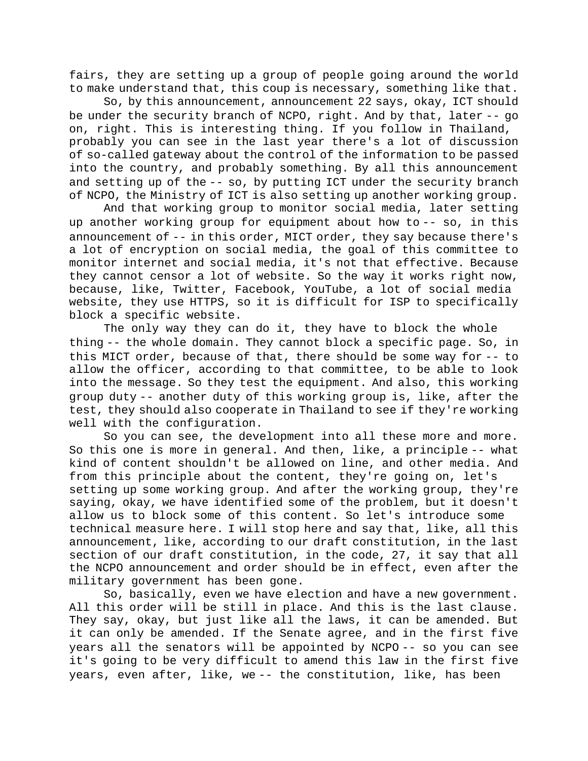fairs, they are setting up a group of people going around the world to make understand that, this coup is necessary, something like that.

So, by this announcement, announcement 22 says, okay, ICT should be under the security branch of NCPO, right. And by that, later -- go on, right. This is interesting thing. If you follow in Thailand, probably you can see in the last year there's a lot of discussion of so-called gateway about the control of the information to be passed into the country, and probably something. By all this announcement and setting up of the -- so, by putting ICT under the security branch of NCPO, the Ministry of ICT is also setting up another working group.

And that working group to monitor social media, later setting up another working group for equipment about how to -- so, in this announcement of -- in this order, MICT order, they say because there's a lot of encryption on social media, the goal of this committee to monitor internet and social media, it's not that effective. Because they cannot censor a lot of website. So the way it works right now, because, like, Twitter, Facebook, YouTube, a lot of social media website, they use HTTPS, so it is difficult for ISP to specifically block a specific website.

The only way they can do it, they have to block the whole thing -- the whole domain. They cannot block a specific page. So, in this MICT order, because of that, there should be some way for -- to allow the officer, according to that committee, to be able to look into the message. So they test the equipment. And also, this working group duty -- another duty of this working group is, like, after the test, they should also cooperate in Thailand to see if they're working well with the configuration.

So you can see, the development into all these more and more. So this one is more in general. And then, like, a principle -- what kind of content shouldn't be allowed on line, and other media. And from this principle about the content, they're going on, let's setting up some working group. And after the working group, they're saying, okay, we have identified some of the problem, but it doesn't allow us to block some of this content. So let's introduce some technical measure here. I will stop here and say that, like, all this announcement, like, according to our draft constitution, in the last section of our draft constitution, in the code, 27, it say that all the NCPO announcement and order should be in effect, even after the military government has been gone.

So, basically, even we have election and have a new government. All this order will be still in place. And this is the last clause. They say, okay, but just like all the laws, it can be amended. But it can only be amended. If the Senate agree, and in the first five years all the senators will be appointed by NCPO -- so you can see it's going to be very difficult to amend this law in the first five years, even after, like, we -- the constitution, like, has been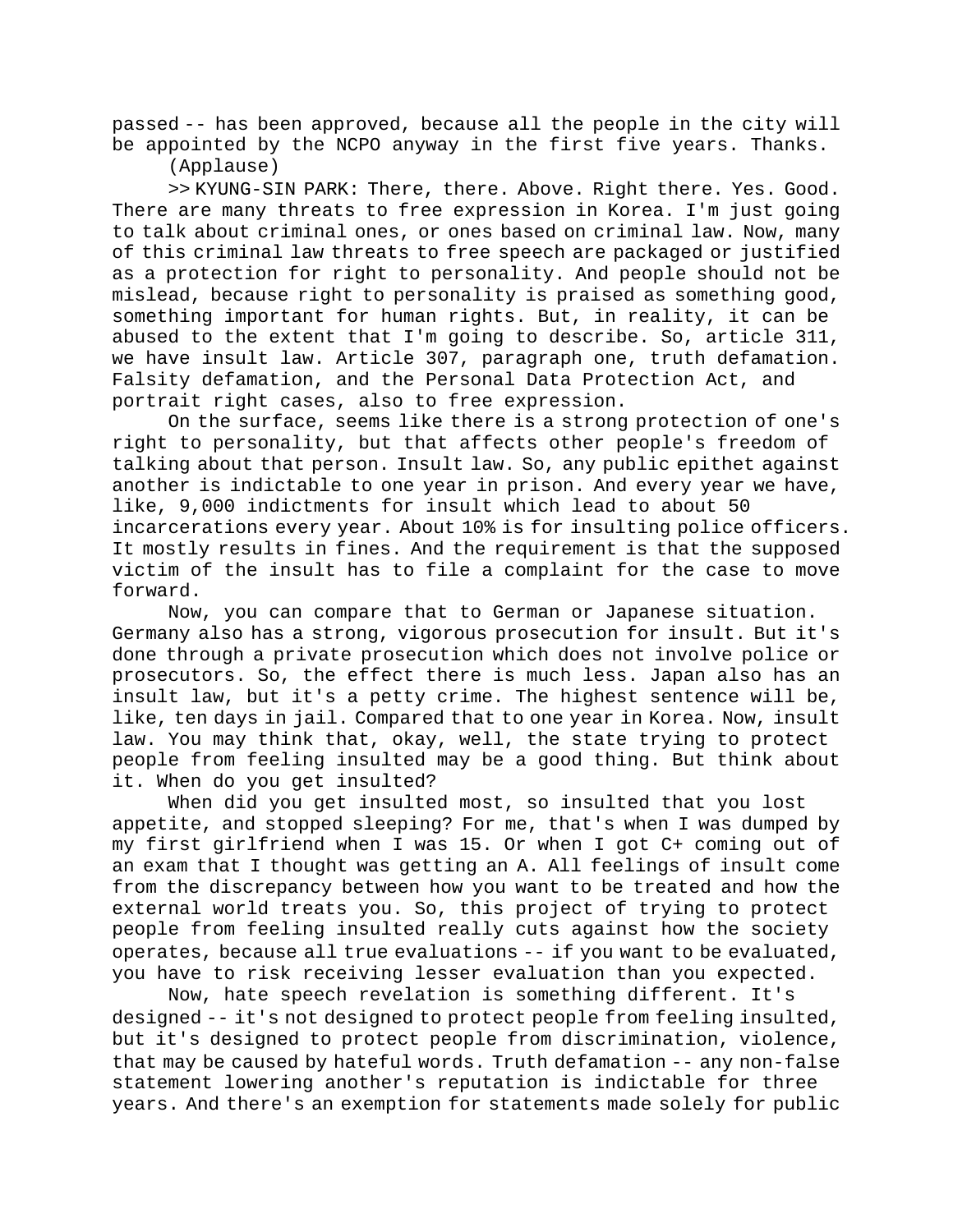passed -- has been approved, because all the people in the city will be appointed by the NCPO anyway in the first five years. Thanks.

(Applause)

>> KYUNG-SIN PARK: There, there. Above. Right there. Yes. Good. There are many threats to free expression in Korea. I'm just going to talk about criminal ones, or ones based on criminal law. Now, many of this criminal law threats to free speech are packaged or justified as a protection for right to personality. And people should not be mislead, because right to personality is praised as something good, something important for human rights. But, in reality, it can be abused to the extent that I'm going to describe. So, article 311, we have insult law. Article 307, paragraph one, truth defamation. Falsity defamation, and the Personal Data Protection Act, and portrait right cases, also to free expression.

On the surface, seems like there is a strong protection of one's right to personality, but that affects other people's freedom of talking about that person. Insult law. So, any public epithet against another is indictable to one year in prison. And every year we have, like, 9,000 indictments for insult which lead to about 50 incarcerations every year. About 10% is for insulting police officers. It mostly results in fines. And the requirement is that the supposed victim of the insult has to file a complaint for the case to move forward.

Now, you can compare that to German or Japanese situation. Germany also has a strong, vigorous prosecution for insult. But it's done through a private prosecution which does not involve police or prosecutors. So, the effect there is much less. Japan also has an insult law, but it's a petty crime. The highest sentence will be, like, ten days in jail. Compared that to one year in Korea. Now, insult law. You may think that, okay, well, the state trying to protect people from feeling insulted may be a good thing. But think about it. When do you get insulted?

When did you get insulted most, so insulted that you lost appetite, and stopped sleeping? For me, that's when I was dumped by my first girlfriend when I was 15. Or when I got C+ coming out of an exam that I thought was getting an A. All feelings of insult come from the discrepancy between how you want to be treated and how the external world treats you. So, this project of trying to protect people from feeling insulted really cuts against how the society operates, because all true evaluations -- if you want to be evaluated, you have to risk receiving lesser evaluation than you expected.

Now, hate speech revelation is something different. It's designed -- it's not designed to protect people from feeling insulted, but it's designed to protect people from discrimination, violence, that may be caused by hateful words. Truth defamation -- any non-false statement lowering another's reputation is indictable for three years. And there's an exemption for statements made solely for public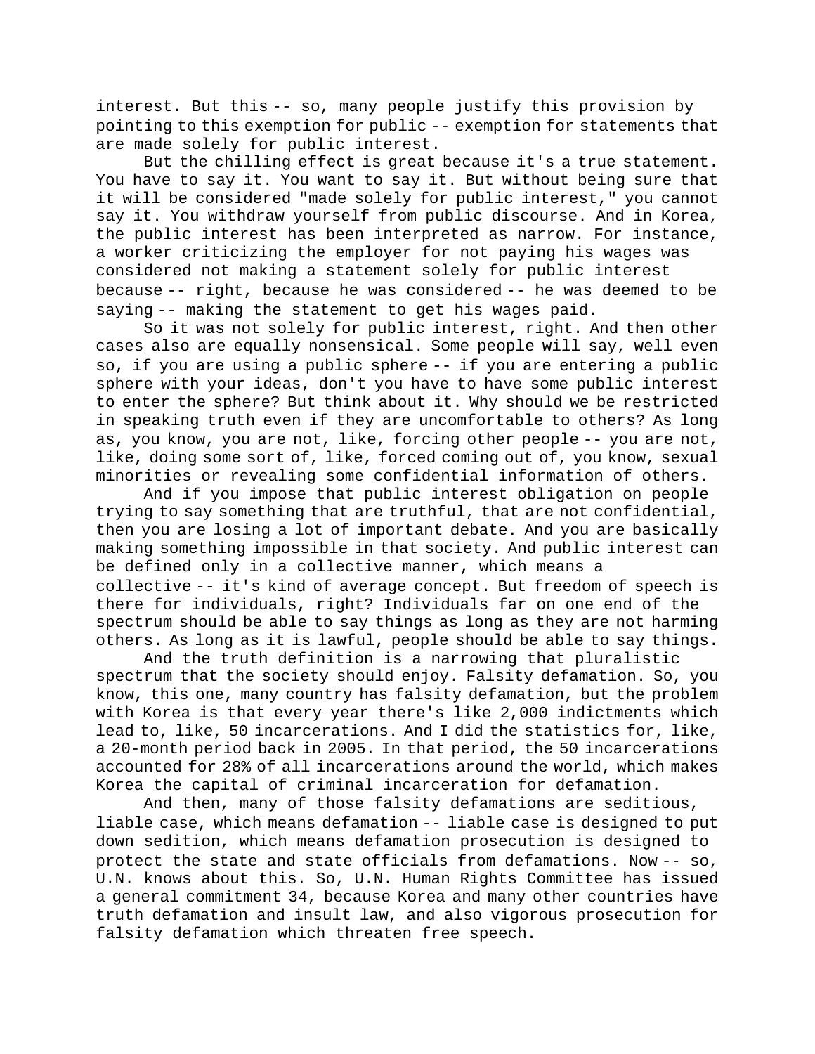interest. But this -- so, many people justify this provision by pointing to this exemption for public -- exemption for statements that are made solely for public interest.

But the chilling effect is great because it's a true statement. You have to say it. You want to say it. But without being sure that it will be considered "made solely for public interest," you cannot say it. You withdraw yourself from public discourse. And in Korea, the public interest has been interpreted as narrow. For instance, a worker criticizing the employer for not paying his wages was considered not making a statement solely for public interest because -- right, because he was considered -- he was deemed to be saying -- making the statement to get his wages paid.

So it was not solely for public interest, right. And then other cases also are equally nonsensical. Some people will say, well even so, if you are using a public sphere -- if you are entering a public sphere with your ideas, don't you have to have some public interest to enter the sphere? But think about it. Why should we be restricted in speaking truth even if they are uncomfortable to others? As long as, you know, you are not, like, forcing other people -- you are not, like, doing some sort of, like, forced coming out of, you know, sexual minorities or revealing some confidential information of others.

And if you impose that public interest obligation on people trying to say something that are truthful, that are not confidential, then you are losing a lot of important debate. And you are basically making something impossible in that society. And public interest can be defined only in a collective manner, which means a collective -- it's kind of average concept. But freedom of speech is there for individuals, right? Individuals far on one end of the spectrum should be able to say things as long as they are not harming others. As long as it is lawful, people should be able to say things.

And the truth definition is a narrowing that pluralistic spectrum that the society should enjoy. Falsity defamation. So, you know, this one, many country has falsity defamation, but the problem with Korea is that every year there's like 2,000 indictments which lead to, like, 50 incarcerations. And I did the statistics for, like, a 20-month period back in 2005. In that period, the 50 incarcerations accounted for 28% of all incarcerations around the world, which makes Korea the capital of criminal incarceration for defamation.

And then, many of those falsity defamations are seditious, liable case, which means defamation -- liable case is designed to put down sedition, which means defamation prosecution is designed to protect the state and state officials from defamations. Now -- so, U.N. knows about this. So, U.N. Human Rights Committee has issued a general commitment 34, because Korea and many other countries have truth defamation and insult law, and also vigorous prosecution for falsity defamation which threaten free speech.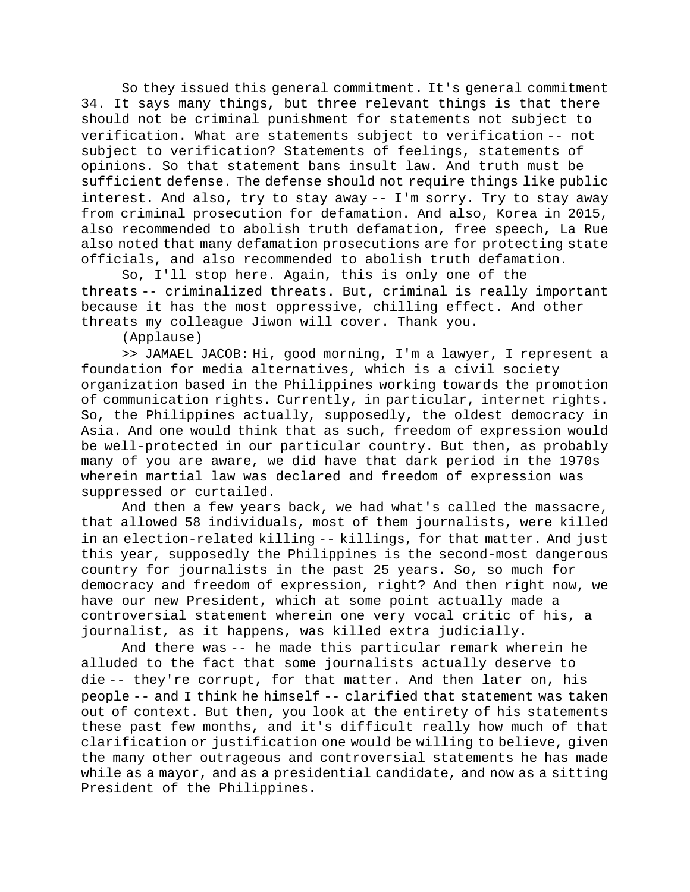So they issued this general commitment. It's general commitment 34. It says many things, but three relevant things is that there should not be criminal punishment for statements not subject to verification. What are statements subject to verification -- not subject to verification? Statements of feelings, statements of opinions. So that statement bans insult law. And truth must be sufficient defense. The defense should not require things like public interest. And also, try to stay away -- I'm sorry. Try to stay away from criminal prosecution for defamation. And also, Korea in 2015, also recommended to abolish truth defamation, free speech, La Rue also noted that many defamation prosecutions are for protecting state officials, and also recommended to abolish truth defamation.

So, I'll stop here. Again, this is only one of the threats -- criminalized threats. But, criminal is really important because it has the most oppressive, chilling effect. And other threats my colleague Jiwon will cover. Thank you.

(Applause)

>> JAMAEL JACOB: Hi, good morning, I'm a lawyer, I represent a foundation for media alternatives, which is a civil society organization based in the Philippines working towards the promotion of communication rights. Currently, in particular, internet rights. So, the Philippines actually, supposedly, the oldest democracy in Asia. And one would think that as such, freedom of expression would be well-protected in our particular country. But then, as probably many of you are aware, we did have that dark period in the 1970s wherein martial law was declared and freedom of expression was suppressed or curtailed.

And then a few years back, we had what's called the massacre, that allowed 58 individuals, most of them journalists, were killed in an election-related killing -- killings, for that matter. And just this year, supposedly the Philippines is the second-most dangerous country for journalists in the past 25 years. So, so much for democracy and freedom of expression, right? And then right now, we have our new President, which at some point actually made a controversial statement wherein one very vocal critic of his, a journalist, as it happens, was killed extra judicially.

And there was -- he made this particular remark wherein he alluded to the fact that some journalists actually deserve to die -- they're corrupt, for that matter. And then later on, his people -- and I think he himself -- clarified that statement was taken out of context. But then, you look at the entirety of his statements these past few months, and it's difficult really how much of that clarification or justification one would be willing to believe, given the many other outrageous and controversial statements he has made while as a mayor, and as a presidential candidate, and now as a sitting President of the Philippines.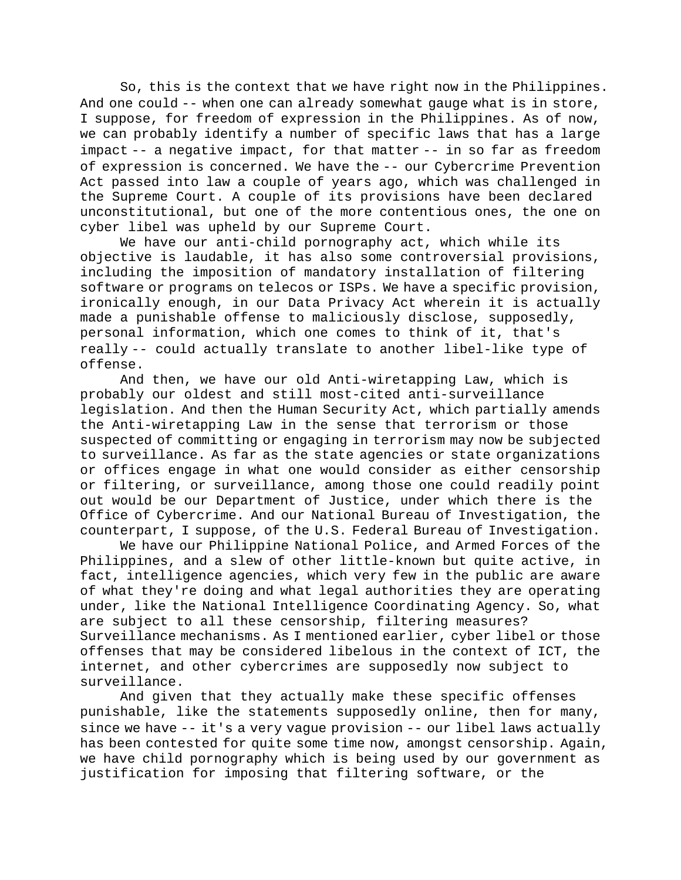So, this is the context that we have right now in the Philippines. And one could -- when one can already somewhat gauge what is in store, I suppose, for freedom of expression in the Philippines. As of now, we can probably identify a number of specific laws that has a large impact -- a negative impact, for that matter -- in so far as freedom of expression is concerned. We have the -- our Cybercrime Prevention Act passed into law a couple of years ago, which was challenged in the Supreme Court. A couple of its provisions have been declared unconstitutional, but one of the more contentious ones, the one on cyber libel was upheld by our Supreme Court.

We have our anti-child pornography act, which while its objective is laudable, it has also some controversial provisions, including the imposition of mandatory installation of filtering software or programs on telecos or ISPs. We have a specific provision, ironically enough, in our Data Privacy Act wherein it is actually made a punishable offense to maliciously disclose, supposedly, personal information, which one comes to think of it, that's really -- could actually translate to another libel-like type of offense.

And then, we have our old Anti-wiretapping Law, which is probably our oldest and still most-cited anti-surveillance legislation. And then the Human Security Act, which partially amends the Anti-wiretapping Law in the sense that terrorism or those suspected of committing or engaging in terrorism may now be subjected to surveillance. As far as the state agencies or state organizations or offices engage in what one would consider as either censorship or filtering, or surveillance, among those one could readily point out would be our Department of Justice, under which there is the Office of Cybercrime. And our National Bureau of Investigation, the counterpart, I suppose, of the U.S. Federal Bureau of Investigation.

We have our Philippine National Police, and Armed Forces of the Philippines, and a slew of other little-known but quite active, in fact, intelligence agencies, which very few in the public are aware of what they're doing and what legal authorities they are operating under, like the National Intelligence Coordinating Agency. So, what are subject to all these censorship, filtering measures? Surveillance mechanisms. As I mentioned earlier, cyber libel or those offenses that may be considered libelous in the context of ICT, the internet, and other cybercrimes are supposedly now subject to surveillance.

And given that they actually make these specific offenses punishable, like the statements supposedly online, then for many, since we have -- it's a very vague provision -- our libel laws actually has been contested for quite some time now, amongst censorship. Again, we have child pornography which is being used by our government as justification for imposing that filtering software, or the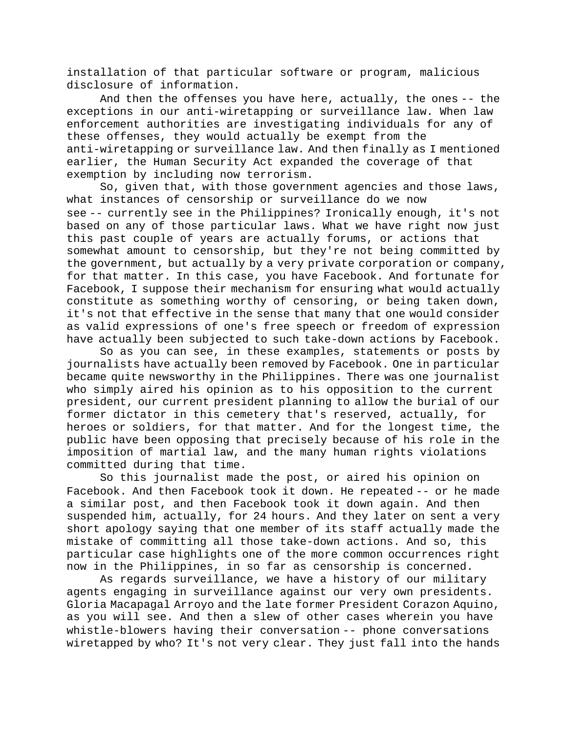installation of that particular software or program, malicious disclosure of information.

And then the offenses you have here, actually, the ones -- the exceptions in our anti-wiretapping or surveillance law. When law enforcement authorities are investigating individuals for any of these offenses, they would actually be exempt from the anti-wiretapping or surveillance law. And then finally as I mentioned earlier, the Human Security Act expanded the coverage of that exemption by including now terrorism.

So, given that, with those government agencies and those laws, what instances of censorship or surveillance do we now see -- currently see in the Philippines? Ironically enough, it's not based on any of those particular laws. What we have right now just this past couple of years are actually forums, or actions that somewhat amount to censorship, but they're not being committed by the government, but actually by a very private corporation or company, for that matter. In this case, you have Facebook. And fortunate for Facebook, I suppose their mechanism for ensuring what would actually constitute as something worthy of censoring, or being taken down, it's not that effective in the sense that many that one would consider as valid expressions of one's free speech or freedom of expression have actually been subjected to such take-down actions by Facebook.

So as you can see, in these examples, statements or posts by journalists have actually been removed by Facebook. One in particular became quite newsworthy in the Philippines. There was one journalist who simply aired his opinion as to his opposition to the current president, our current president planning to allow the burial of our former dictator in this cemetery that's reserved, actually, for heroes or soldiers, for that matter. And for the longest time, the public have been opposing that precisely because of his role in the imposition of martial law, and the many human rights violations committed during that time.

So this journalist made the post, or aired his opinion on Facebook. And then Facebook took it down. He repeated -- or he made a similar post, and then Facebook took it down again. And then suspended him, actually, for 24 hours. And they later on sent a very short apology saying that one member of its staff actually made the mistake of committing all those take-down actions. And so, this particular case highlights one of the more common occurrences right now in the Philippines, in so far as censorship is concerned.

As regards surveillance, we have a history of our military agents engaging in surveillance against our very own presidents. Gloria Macapagal Arroyo and the late former President Corazon Aquino, as you will see. And then a slew of other cases wherein you have whistle-blowers having their conversation -- phone conversations wiretapped by who? It's not very clear. They just fall into the hands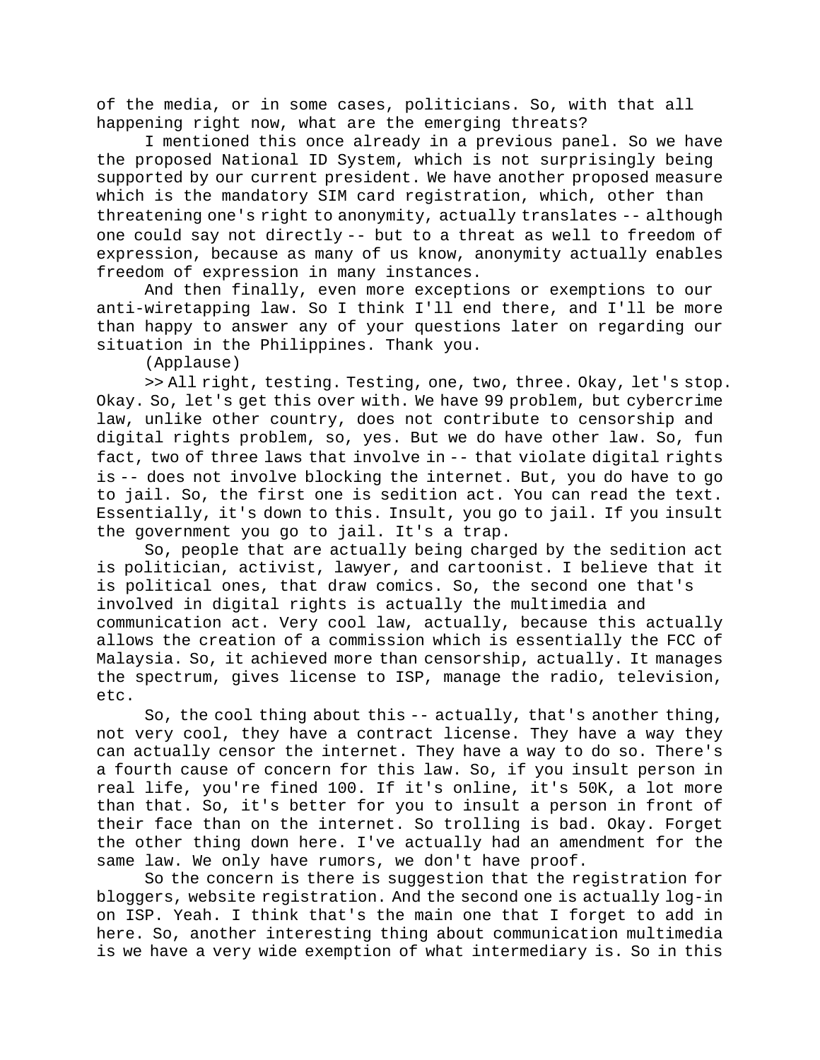of the media, or in some cases, politicians. So, with that all happening right now, what are the emerging threats?

I mentioned this once already in a previous panel. So we have the proposed National ID System, which is not surprisingly being supported by our current president. We have another proposed measure which is the mandatory SIM card registration, which, other than threatening one's right to anonymity, actually translates -- although one could say not directly -- but to a threat as well to freedom of expression, because as many of us know, anonymity actually enables freedom of expression in many instances.

And then finally, even more exceptions or exemptions to our anti-wiretapping law. So I think I'll end there, and I'll be more than happy to answer any of your questions later on regarding our situation in the Philippines. Thank you.

(Applause)

>> All right, testing. Testing, one, two, three. Okay, let's stop. Okay. So, let's get this over with. We have 99 problem, but cybercrime law, unlike other country, does not contribute to censorship and digital rights problem, so, yes. But we do have other law. So, fun fact, two of three laws that involve in -- that violate digital rights is -- does not involve blocking the internet. But, you do have to go to jail. So, the first one is sedition act. You can read the text. Essentially, it's down to this. Insult, you go to jail. If you insult the government you go to jail. It's a trap.

So, people that are actually being charged by the sedition act is politician, activist, lawyer, and cartoonist. I believe that it is political ones, that draw comics. So, the second one that's involved in digital rights is actually the multimedia and communication act. Very cool law, actually, because this actually allows the creation of a commission which is essentially the FCC of Malaysia. So, it achieved more than censorship, actually. It manages the spectrum, gives license to ISP, manage the radio, television, etc.

So, the cool thing about this -- actually, that's another thing, not very cool, they have a contract license. They have a way they can actually censor the internet. They have a way to do so. There's a fourth cause of concern for this law. So, if you insult person in real life, you're fined 100. If it's online, it's 50K, a lot more than that. So, it's better for you to insult a person in front of their face than on the internet. So trolling is bad. Okay. Forget the other thing down here. I've actually had an amendment for the same law. We only have rumors, we don't have proof.

So the concern is there is suggestion that the registration for bloggers, website registration. And the second one is actually log-in on ISP. Yeah. I think that's the main one that I forget to add in here. So, another interesting thing about communication multimedia is we have a very wide exemption of what intermediary is. So in this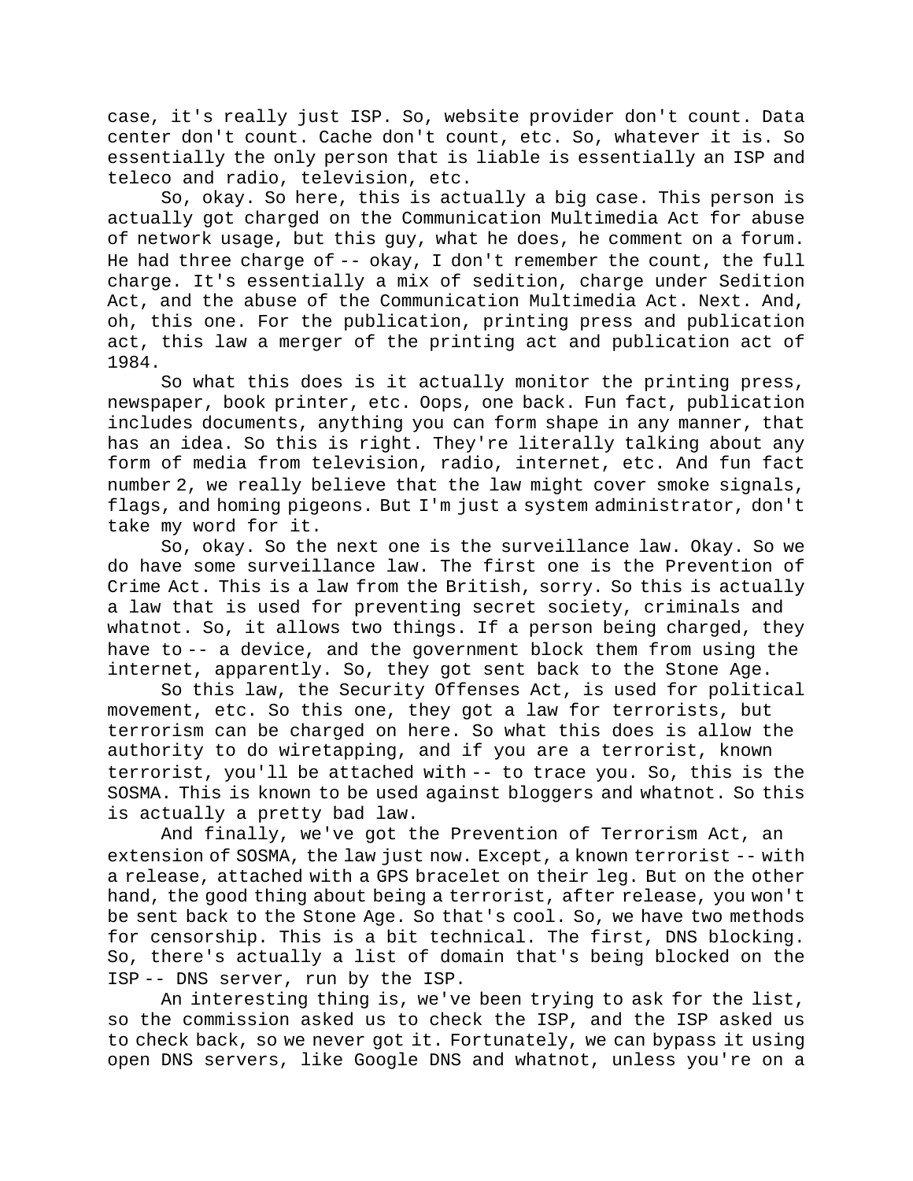case, it's really just ISP. So, website provider don't count. Data center don't count. Cache don't count, etc. So, whatever it is. So essentially the only person that is liable is essentially an ISP and teleco and radio, television, etc.

So, okay. So here, this is actually a big case. This person is actually got charged on the Communication Multimedia Act for abuse of network usage, but this guy, what he does, he comment on a forum. He had three charge of -- okay, I don't remember the count, the full charge. It's essentially a mix of sedition, charge under Sedition Act, and the abuse of the Communication Multimedia Act. Next. And, oh, this one. For the publication, printing press and publication act, this law a merger of the printing act and publication act of 1984.

So what this does is it actually monitor the printing press, newspaper, book printer, etc. Oops, one back. Fun fact, publication includes documents, anything you can form shape in any manner, that has an idea. So this is right. They're literally talking about any form of media from television, radio, internet, etc. And fun fact number 2, we really believe that the law might cover smoke signals, flags, and homing pigeons. But I'm just a system administrator, don't take my word for it.

So, okay. So the next one is the surveillance law. Okay. So we do have some surveillance law. The first one is the Prevention of Crime Act. This is a law from the British, sorry. So this is actually a law that is used for preventing secret society, criminals and whatnot. So, it allows two things. If a person being charged, they have to -- a device, and the government block them from using the internet, apparently. So, they got sent back to the Stone Age.

So this law, the Security Offenses Act, is used for political movement, etc. So this one, they got a law for terrorists, but terrorism can be charged on here. So what this does is allow the authority to do wiretapping, and if you are a terrorist, known terrorist, you'll be attached with -- to trace you. So, this is the SOSMA. This is known to be used against bloggers and whatnot. So this is actually a pretty bad law.

And finally, we've got the Prevention of Terrorism Act, an extension of SOSMA, the law just now. Except, a known terrorist -- with a release, attached with a GPS bracelet on their leg. But on the other hand, the good thing about being a terrorist, after release, you won't be sent back to the Stone Age. So that's cool. So, we have two methods for censorship. This is a bit technical. The first, DNS blocking. So, there's actually a list of domain that's being blocked on the ISP -- DNS server, run by the ISP.

An interesting thing is, we've been trying to ask for the list, so the commission asked us to check the ISP, and the ISP asked us to check back, so we never got it. Fortunately, we can bypass it using open DNS servers, like Google DNS and whatnot, unless you're on a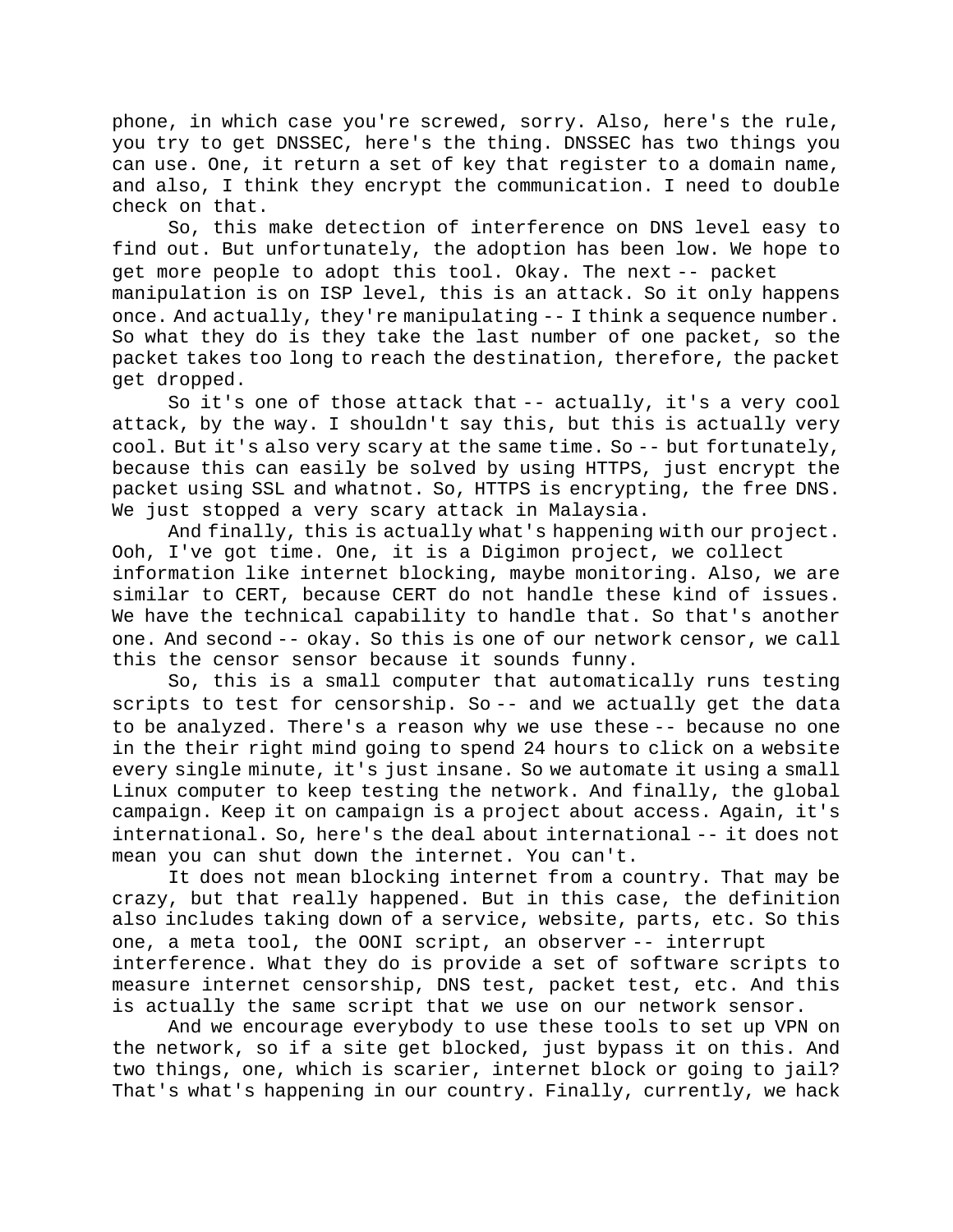phone, in which case you're screwed, sorry. Also, here's the rule, you try to get DNSSEC, here's the thing. DNSSEC has two things you can use. One, it return a set of key that register to a domain name, and also, I think they encrypt the communication. I need to double check on that.

So, this make detection of interference on DNS level easy to find out. But unfortunately, the adoption has been low. We hope to get more people to adopt this tool. Okay. The next -- packet manipulation is on ISP level, this is an attack. So it only happens once. And actually, they're manipulating -- I think a sequence number. So what they do is they take the last number of one packet, so the packet takes too long to reach the destination, therefore, the packet get dropped.

So it's one of those attack that -- actually, it's a very cool attack, by the way. I shouldn't say this, but this is actually very cool. But it's also very scary at the same time. So -- but fortunately, because this can easily be solved by using HTTPS, just encrypt the packet using SSL and whatnot. So, HTTPS is encrypting, the free DNS. We just stopped a very scary attack in Malaysia.

And finally, this is actually what's happening with our project. Ooh, I've got time. One, it is a Digimon project, we collect information like internet blocking, maybe monitoring. Also, we are similar to CERT, because CERT do not handle these kind of issues. We have the technical capability to handle that. So that's another one. And second -- okay. So this is one of our network censor, we call this the censor sensor because it sounds funny.

So, this is a small computer that automatically runs testing scripts to test for censorship. So -- and we actually get the data to be analyzed. There's a reason why we use these -- because no one in the their right mind going to spend 24 hours to click on a website every single minute, it's just insane. So we automate it using a small Linux computer to keep testing the network. And finally, the global campaign. Keep it on campaign is a project about access. Again, it's international. So, here's the deal about international -- it does not mean you can shut down the internet. You can't.

It does not mean blocking internet from a country. That may be crazy, but that really happened. But in this case, the definition also includes taking down of a service, website, parts, etc. So this one, a meta tool, the OONI script, an observer -- interrupt interference. What they do is provide a set of software scripts to measure internet censorship, DNS test, packet test, etc. And this is actually the same script that we use on our network sensor.

And we encourage everybody to use these tools to set up VPN on the network, so if a site get blocked, just bypass it on this. And two things, one, which is scarier, internet block or going to jail? That's what's happening in our country. Finally, currently, we hack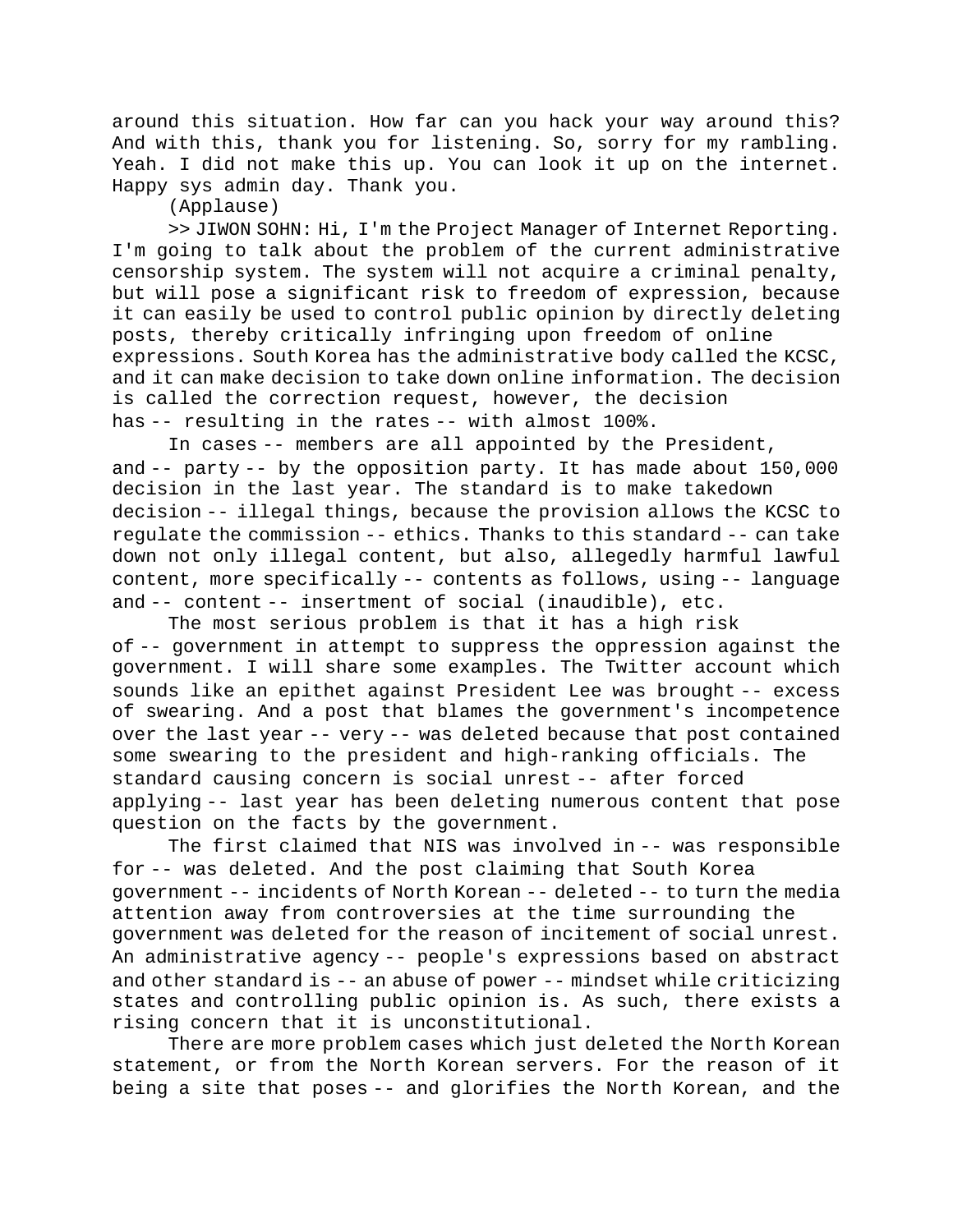around this situation. How far can you hack your way around this? And with this, thank you for listening. So, sorry for my rambling. Yeah. I did not make this up. You can look it up on the internet. Happy sys admin day. Thank you.

(Applause)

>> JIWON SOHN: Hi, I'm the Project Manager of Internet Reporting. I'm going to talk about the problem of the current administrative censorship system. The system will not acquire a criminal penalty, but will pose a significant risk to freedom of expression, because it can easily be used to control public opinion by directly deleting posts, thereby critically infringing upon freedom of online expressions. South Korea has the administrative body called the KCSC, and it can make decision to take down online information. The decision is called the correction request, however, the decision has -- resulting in the rates -- with almost 100%.

In cases -- members are all appointed by the President, and -- party -- by the opposition party. It has made about 150,000 decision in the last year. The standard is to make takedown decision -- illegal things, because the provision allows the KCSC to regulate the commission -- ethics. Thanks to this standard -- can take down not only illegal content, but also, allegedly harmful lawful content, more specifically -- contents as follows, using -- language and -- content -- insertment of social (inaudible), etc.

The most serious problem is that it has a high risk of -- government in attempt to suppress the oppression against the government. I will share some examples. The Twitter account which sounds like an epithet against President Lee was brought -- excess of swearing. And a post that blames the government's incompetence over the last year -- very -- was deleted because that post contained some swearing to the president and high-ranking officials. The standard causing concern is social unrest -- after forced applying -- last year has been deleting numerous content that pose question on the facts by the government.

The first claimed that NIS was involved in -- was responsible for -- was deleted. And the post claiming that South Korea government -- incidents of North Korean -- deleted -- to turn the media attention away from controversies at the time surrounding the government was deleted for the reason of incitement of social unrest. An administrative agency -- people's expressions based on abstract and other standard is -- an abuse of power -- mindset while criticizing states and controlling public opinion is. As such, there exists a rising concern that it is unconstitutional.

There are more problem cases which just deleted the North Korean statement, or from the North Korean servers. For the reason of it being a site that poses -- and glorifies the North Korean, and the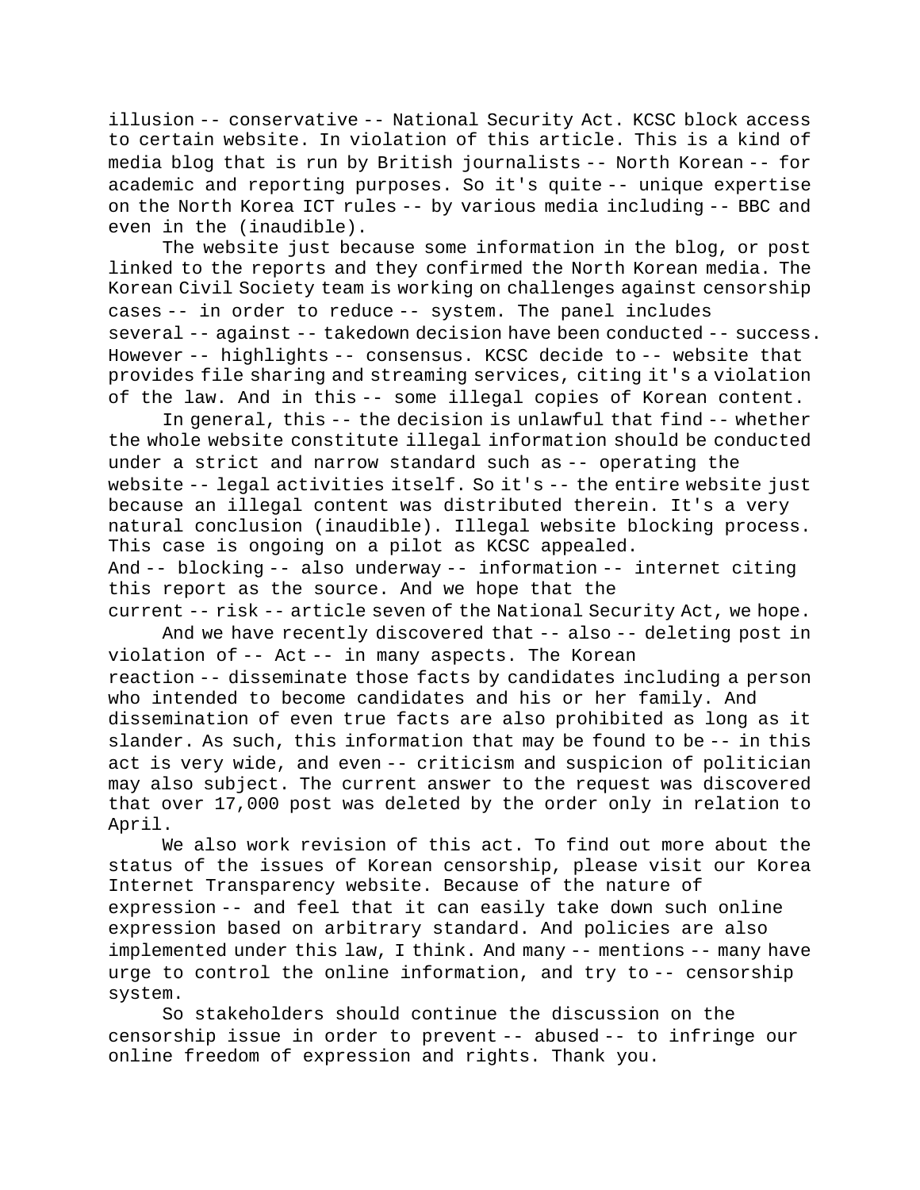illusion -- conservative -- National Security Act. KCSC block access to certain website. In violation of this article. This is a kind of media blog that is run by British journalists -- North Korean -- for academic and reporting purposes. So it's quite -- unique expertise on the North Korea ICT rules -- by various media including -- BBC and even in the (inaudible).

The website just because some information in the blog, or post linked to the reports and they confirmed the North Korean media. The Korean Civil Society team is working on challenges against censorship cases -- in order to reduce -- system. The panel includes several -- against -- takedown decision have been conducted -- success. However -- highlights -- consensus. KCSC decide to -- website that provides file sharing and streaming services, citing it's a violation of the law. And in this -- some illegal copies of Korean content.

In general, this -- the decision is unlawful that find -- whether the whole website constitute illegal information should be conducted under a strict and narrow standard such as -- operating the website -- legal activities itself. So it's -- the entire website just because an illegal content was distributed therein. It's a very natural conclusion (inaudible). Illegal website blocking process. This case is ongoing on a pilot as KCSC appealed. And -- blocking -- also underway -- information -- internet citing this report as the source. And we hope that the current -- risk -- article seven of the National Security Act, we hope.

And we have recently discovered that -- also -- deleting post in violation of -- Act -- in many aspects. The Korean reaction -- disseminate those facts by candidates including a person who intended to become candidates and his or her family. And dissemination of even true facts are also prohibited as long as it slander. As such, this information that may be found to be -- in this act is very wide, and even -- criticism and suspicion of politician may also subject. The current answer to the request was discovered that over 17,000 post was deleted by the order only in relation to April.

We also work revision of this act. To find out more about the status of the issues of Korean censorship, please visit our Korea Internet Transparency website. Because of the nature of expression -- and feel that it can easily take down such online expression based on arbitrary standard. And policies are also implemented under this law, I think. And many -- mentions -- many have urge to control the online information, and try to -- censorship system.

So stakeholders should continue the discussion on the censorship issue in order to prevent -- abused -- to infringe our online freedom of expression and rights. Thank you.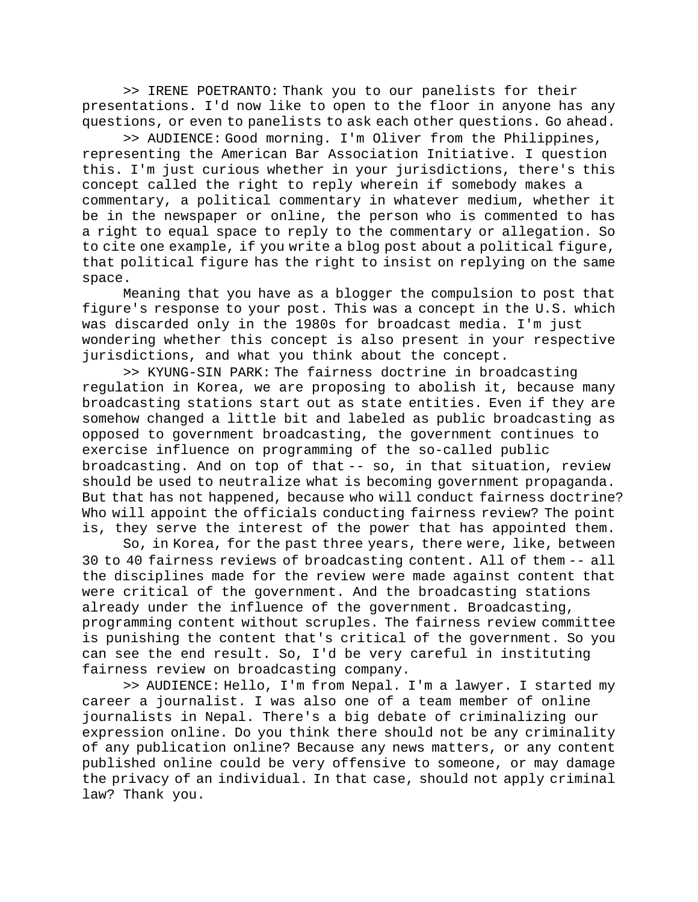>> IRENE POETRANTO: Thank you to our panelists for their presentations. I'd now like to open to the floor in anyone has any questions, or even to panelists to ask each other questions. Go ahead.

>> AUDIENCE: Good morning. I'm Oliver from the Philippines, representing the American Bar Association Initiative. I question this. I'm just curious whether in your jurisdictions, there's this concept called the right to reply wherein if somebody makes a commentary, a political commentary in whatever medium, whether it be in the newspaper or online, the person who is commented to has a right to equal space to reply to the commentary or allegation. So to cite one example, if you write a blog post about a political figure, that political figure has the right to insist on replying on the same space.

Meaning that you have as a blogger the compulsion to post that figure's response to your post. This was a concept in the U.S. which was discarded only in the 1980s for broadcast media. I'm just wondering whether this concept is also present in your respective jurisdictions, and what you think about the concept.

>> KYUNG-SIN PARK: The fairness doctrine in broadcasting regulation in Korea, we are proposing to abolish it, because many broadcasting stations start out as state entities. Even if they are somehow changed a little bit and labeled as public broadcasting as opposed to government broadcasting, the government continues to exercise influence on programming of the so-called public broadcasting. And on top of that -- so, in that situation, review should be used to neutralize what is becoming government propaganda. But that has not happened, because who will conduct fairness doctrine? Who will appoint the officials conducting fairness review? The point is, they serve the interest of the power that has appointed them.

So, in Korea, for the past three years, there were, like, between 30 to 40 fairness reviews of broadcasting content. All of them -- all the disciplines made for the review were made against content that were critical of the government. And the broadcasting stations already under the influence of the government. Broadcasting, programming content without scruples. The fairness review committee is punishing the content that's critical of the government. So you can see the end result. So, I'd be very careful in instituting fairness review on broadcasting company.

>> AUDIENCE: Hello, I'm from Nepal. I'm a lawyer. I started my career a journalist. I was also one of a team member of online journalists in Nepal. There's a big debate of criminalizing our expression online. Do you think there should not be any criminality of any publication online? Because any news matters, or any content published online could be very offensive to someone, or may damage the privacy of an individual. In that case, should not apply criminal law? Thank you.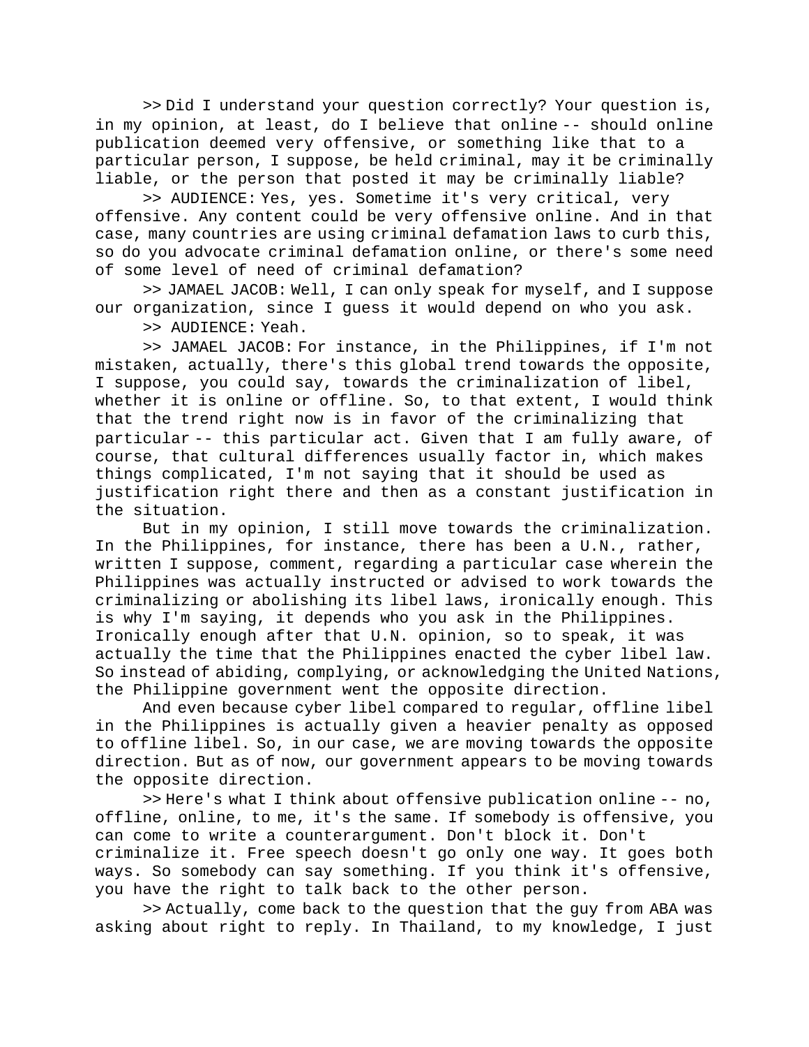>> Did I understand your question correctly? Your question is, in my opinion, at least, do I believe that online -- should online publication deemed very offensive, or something like that to a particular person, I suppose, be held criminal, may it be criminally liable, or the person that posted it may be criminally liable?

>> AUDIENCE: Yes, yes. Sometime it's very critical, very offensive. Any content could be very offensive online. And in that case, many countries are using criminal defamation laws to curb this, so do you advocate criminal defamation online, or there's some need of some level of need of criminal defamation?

>> JAMAEL JACOB: Well, I can only speak for myself, and I suppose our organization, since I guess it would depend on who you ask.

>> AUDIENCE: Yeah.

>> JAMAEL JACOB: For instance, in the Philippines, if I'm not mistaken, actually, there's this global trend towards the opposite, I suppose, you could say, towards the criminalization of libel, whether it is online or offline. So, to that extent, I would think that the trend right now is in favor of the criminalizing that particular -- this particular act. Given that I am fully aware, of course, that cultural differences usually factor in, which makes things complicated, I'm not saying that it should be used as justification right there and then as a constant justification in the situation.

But in my opinion, I still move towards the criminalization. In the Philippines, for instance, there has been a U.N., rather, written I suppose, comment, regarding a particular case wherein the Philippines was actually instructed or advised to work towards the criminalizing or abolishing its libel laws, ironically enough. This is why I'm saying, it depends who you ask in the Philippines. Ironically enough after that U.N. opinion, so to speak, it was actually the time that the Philippines enacted the cyber libel law. So instead of abiding, complying, or acknowledging the United Nations, the Philippine government went the opposite direction.

And even because cyber libel compared to regular, offline libel in the Philippines is actually given a heavier penalty as opposed to offline libel. So, in our case, we are moving towards the opposite direction. But as of now, our government appears to be moving towards the opposite direction.

>> Here's what I think about offensive publication online -- no, offline, online, to me, it's the same. If somebody is offensive, you can come to write a counterargument. Don't block it. Don't criminalize it. Free speech doesn't go only one way. It goes both ways. So somebody can say something. If you think it's offensive, you have the right to talk back to the other person.

>> Actually, come back to the question that the guy from ABA was asking about right to reply. In Thailand, to my knowledge, I just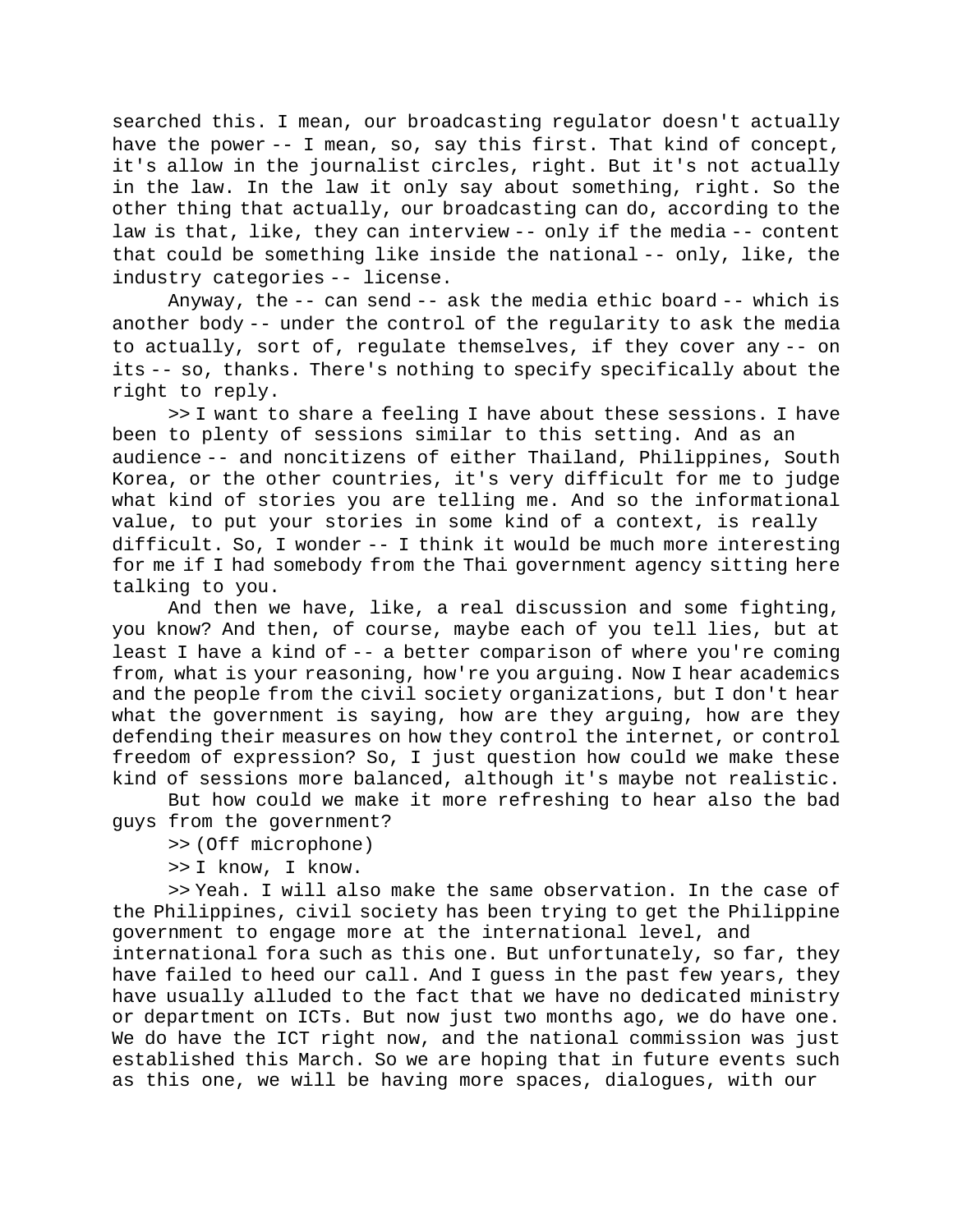searched this. I mean, our broadcasting regulator doesn't actually have the power -- I mean, so, say this first. That kind of concept, it's allow in the journalist circles, right. But it's not actually in the law. In the law it only say about something, right. So the other thing that actually, our broadcasting can do, according to the law is that, like, they can interview -- only if the media -- content that could be something like inside the national -- only, like, the industry categories -- license.

Anyway, the -- can send -- ask the media ethic board -- which is another body -- under the control of the regularity to ask the media to actually, sort of, regulate themselves, if they cover any -- on its -- so, thanks. There's nothing to specify specifically about the right to reply.

>> I want to share a feeling I have about these sessions. I have been to plenty of sessions similar to this setting. And as an audience -- and noncitizens of either Thailand, Philippines, South Korea, or the other countries, it's very difficult for me to judge what kind of stories you are telling me. And so the informational value, to put your stories in some kind of a context, is really difficult. So, I wonder -- I think it would be much more interesting for me if I had somebody from the Thai government agency sitting here talking to you.

And then we have, like, a real discussion and some fighting, you know? And then, of course, maybe each of you tell lies, but at least I have a kind of -- a better comparison of where you're coming from, what is your reasoning, how're you arguing. Now I hear academics and the people from the civil society organizations, but I don't hear what the government is saying, how are they arguing, how are they defending their measures on how they control the internet, or control freedom of expression? So, I just question how could we make these kind of sessions more balanced, although it's maybe not realistic.

But how could we make it more refreshing to hear also the bad guys from the government?

>> (Off microphone)

>> I know, I know.

>> Yeah. I will also make the same observation. In the case of the Philippines, civil society has been trying to get the Philippine government to engage more at the international level, and international fora such as this one. But unfortunately, so far, they have failed to heed our call. And I guess in the past few years, they have usually alluded to the fact that we have no dedicated ministry or department on ICTs. But now just two months ago, we do have one. We do have the ICT right now, and the national commission was just established this March. So we are hoping that in future events such as this one, we will be having more spaces, dialogues, with our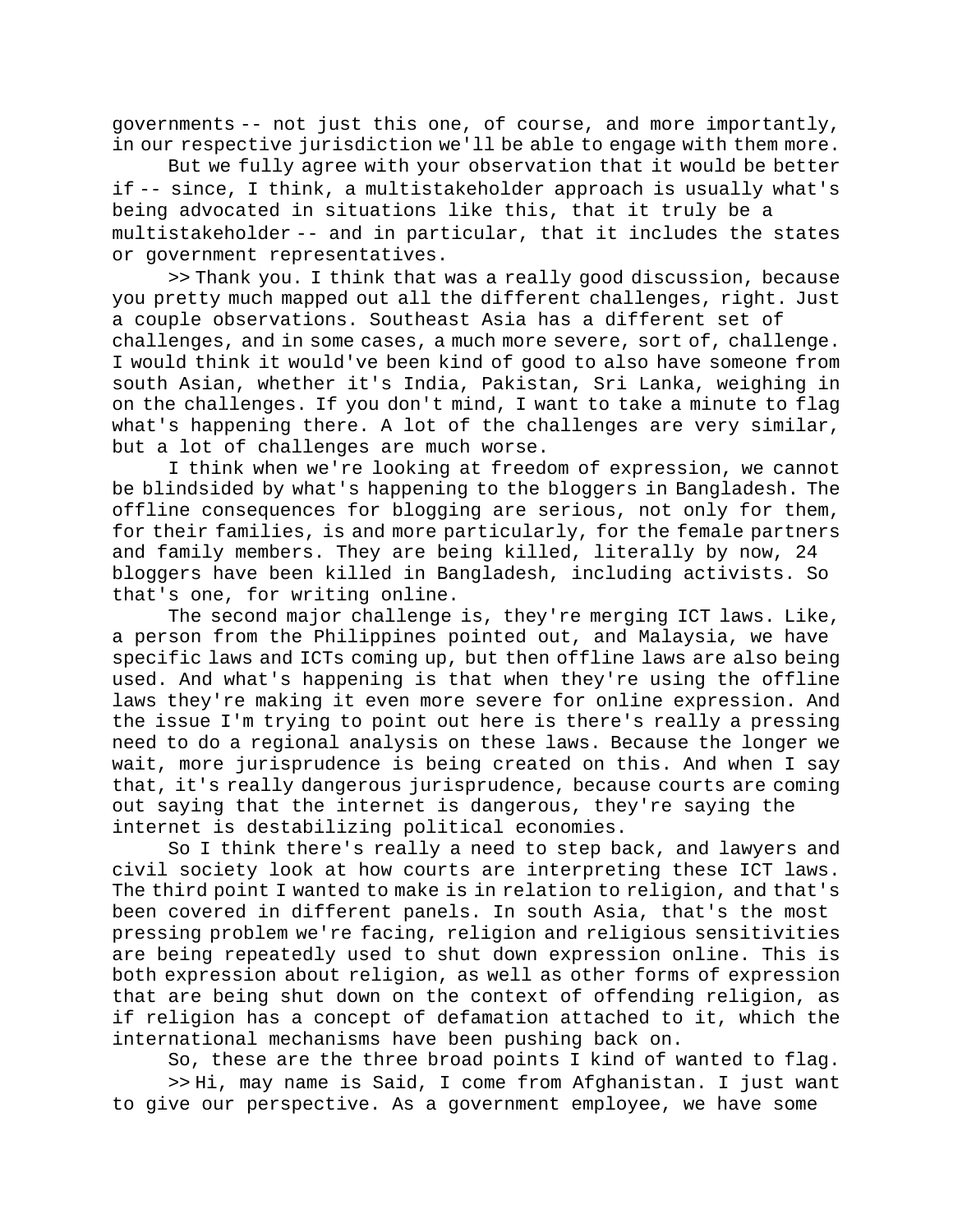governments -- not just this one, of course, and more importantly, in our respective jurisdiction we'll be able to engage with them more.

But we fully agree with your observation that it would be better if -- since, I think, a multistakeholder approach is usually what's being advocated in situations like this, that it truly be a multistakeholder -- and in particular, that it includes the states or government representatives.

>> Thank you. I think that was a really good discussion, because you pretty much mapped out all the different challenges, right. Just a couple observations. Southeast Asia has a different set of challenges, and in some cases, a much more severe, sort of, challenge. I would think it would've been kind of good to also have someone from south Asian, whether it's India, Pakistan, Sri Lanka, weighing in on the challenges. If you don't mind, I want to take a minute to flag what's happening there. A lot of the challenges are very similar, but a lot of challenges are much worse.

I think when we're looking at freedom of expression, we cannot be blindsided by what's happening to the bloggers in Bangladesh. The offline consequences for blogging are serious, not only for them, for their families, is and more particularly, for the female partners and family members. They are being killed, literally by now, 24 bloggers have been killed in Bangladesh, including activists. So that's one, for writing online.

The second major challenge is, they're merging ICT laws. Like, a person from the Philippines pointed out, and Malaysia, we have specific laws and ICTs coming up, but then offline laws are also being used. And what's happening is that when they're using the offline laws they're making it even more severe for online expression. And the issue I'm trying to point out here is there's really a pressing need to do a regional analysis on these laws. Because the longer we wait, more jurisprudence is being created on this. And when I say that, it's really dangerous jurisprudence, because courts are coming out saying that the internet is dangerous, they're saying the internet is destabilizing political economies.

So I think there's really a need to step back, and lawyers and civil society look at how courts are interpreting these ICT laws. The third point I wanted to make is in relation to religion, and that's been covered in different panels. In south Asia, that's the most pressing problem we're facing, religion and religious sensitivities are being repeatedly used to shut down expression online. This is both expression about religion, as well as other forms of expression that are being shut down on the context of offending religion, as if religion has a concept of defamation attached to it, which the international mechanisms have been pushing back on.

So, these are the three broad points I kind of wanted to flag.

>> Hi, may name is Said, I come from Afghanistan. I just want to give our perspective. As a government employee, we have some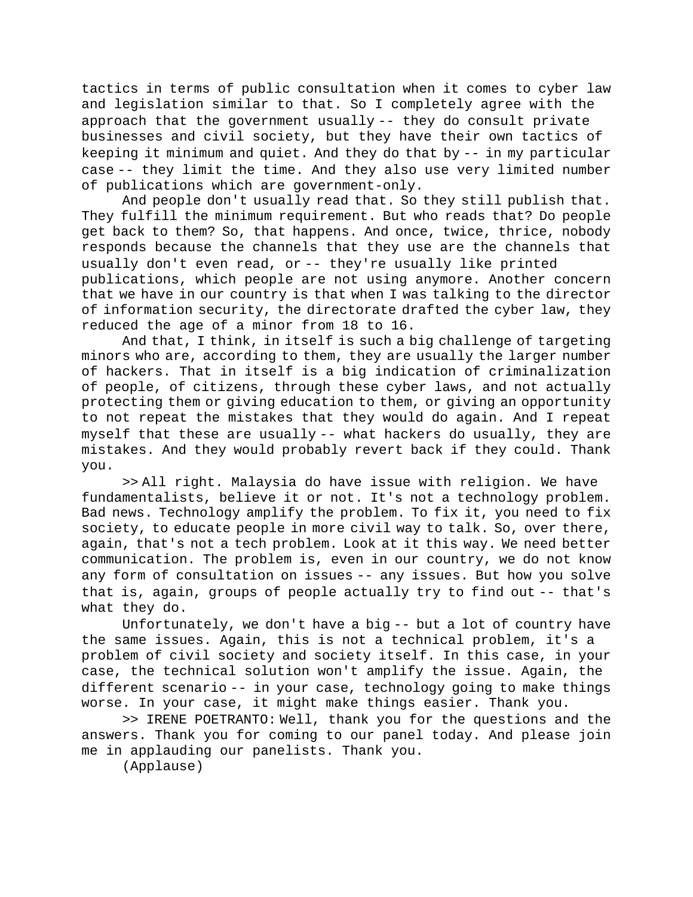tactics in terms of public consultation when it comes to cyber law and legislation similar to that. So I completely agree with the approach that the government usually -- they do consult private businesses and civil society, but they have their own tactics of keeping it minimum and quiet. And they do that by -- in my particular case -- they limit the time. And they also use very limited number of publications which are government-only.

And people don't usually read that. So they still publish that. They fulfill the minimum requirement. But who reads that? Do people get back to them? So, that happens. And once, twice, thrice, nobody responds because the channels that they use are the channels that usually don't even read, or -- they're usually like printed publications, which people are not using anymore. Another concern that we have in our country is that when I was talking to the director of information security, the directorate drafted the cyber law, they reduced the age of a minor from 18 to 16.

And that, I think, in itself is such a big challenge of targeting minors who are, according to them, they are usually the larger number of hackers. That in itself is a big indication of criminalization of people, of citizens, through these cyber laws, and not actually protecting them or giving education to them, or giving an opportunity to not repeat the mistakes that they would do again. And I repeat myself that these are usually -- what hackers do usually, they are mistakes. And they would probably revert back if they could. Thank you.

>> All right. Malaysia do have issue with religion. We have fundamentalists, believe it or not. It's not a technology problem. Bad news. Technology amplify the problem. To fix it, you need to fix society, to educate people in more civil way to talk. So, over there, again, that's not a tech problem. Look at it this way. We need better communication. The problem is, even in our country, we do not know any form of consultation on issues -- any issues. But how you solve that is, again, groups of people actually try to find out -- that's what they do.

Unfortunately, we don't have a big -- but a lot of country have the same issues. Again, this is not a technical problem, it's a problem of civil society and society itself. In this case, in your case, the technical solution won't amplify the issue. Again, the different scenario -- in your case, technology going to make things worse. In your case, it might make things easier. Thank you.

>> IRENE POETRANTO: Well, thank you for the questions and the answers. Thank you for coming to our panel today. And please join me in applauding our panelists. Thank you.

(Applause)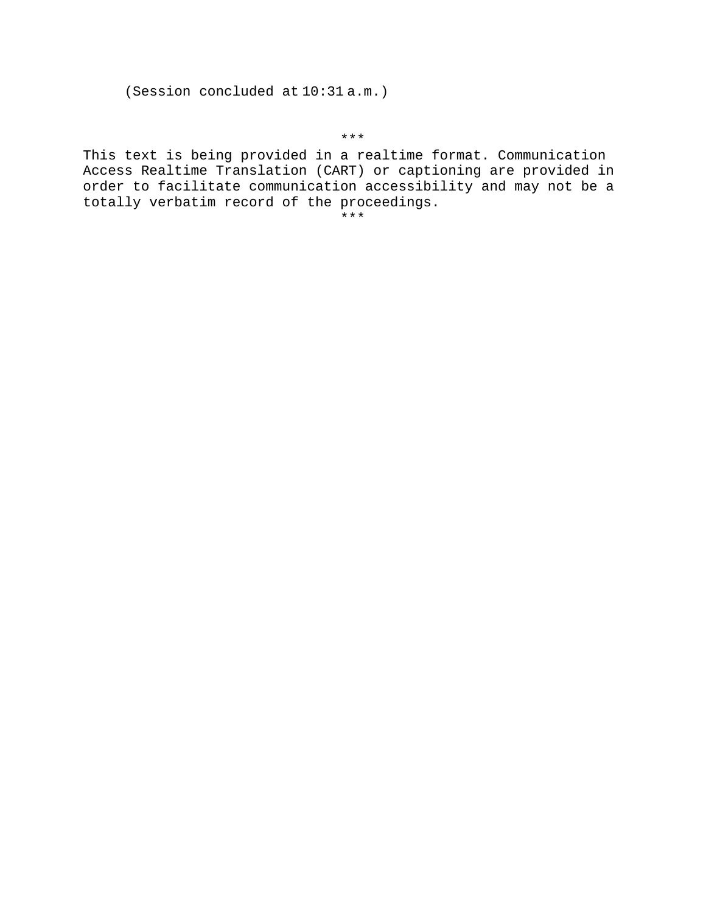(Session concluded at 10:31 a.m.)

***

This text is being provided in a realtime format. Communication Access Realtime Translation (CART) or captioning are provided in order to facilitate communication accessibility and may not be a totally verbatim record of the proceedings.

***